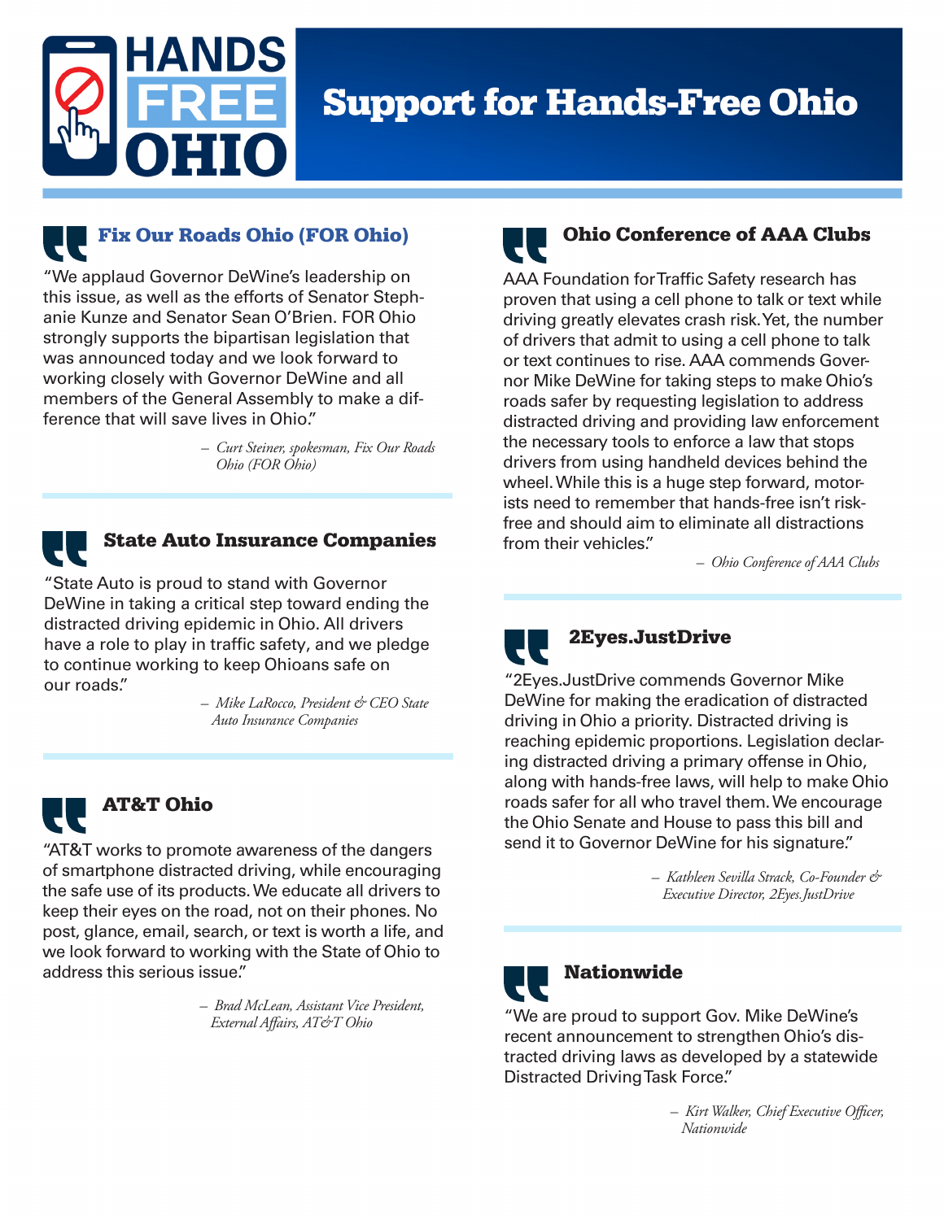# Support for Hands-Free Ohio

HANDS FREE OHIO

## Fix Our Roads Ohio (FOR Ohio)

"We applaud Governor DeWine's leadership on this issue, as well as the efforts of Senator Stephanie Kunze and Senator Sean O'Brien. FOR Ohio strongly supports the bipartisan legislation that was announced today and we look forward to working closely with Governor DeWine and all members of the General Assembly to make a difference that will save lives in Ohio."

*– Curt Steiner, spokesman, Fix Our Roads Ohio (FOR Ohio)*

## State Auto Insurance Companies

"State Auto is proud to stand with Governor DeWine in taking a critical step toward ending the distracted driving epidemic in Ohio. All drivers have a role to play in traffic safety, and we pledge to continue working to keep Ohioans safe on our roads."

*– Mike LaRocco, President & CEO State Auto Insurance Companies*

## AT&T Ohio

"AT&T works to promote awareness of the dangers of smartphone distracted driving, while encouraging the safe use of its products. We educate all drivers to keep their eyes on the road, not on their phones. No post, glance, email, search, or text is worth a life, and we look forward to working with the State of Ohio to address this serious issue."

*– Brad McLean, Assistant Vice President, External Affairs, AT&T Ohio*

## Ohio Conference of AAA Clubs

AAA Foundation for Traffic Safety research has proven that using a cell phone to talk or text while driving greatly elevates crash risk. Yet, the number of drivers that admit to using a cell phone to talk or text continues to rise. AAA commends Governor Mike DeWine for taking steps to make Ohio's roads safer by requesting legislation to address distracted driving and providing law enforcement the necessary tools to enforce a law that stops drivers from using handheld devices behind the wheel. While this is a huge step forward, motorists need to remember that hands-free isn't risk-free and should aim to eliminate all distractions from their vehicles."

*– Ohio Conference of AAA Clubs*

## 2Eyes.JustDrive

"2Eyes.JustDrive commends Governor Mike DeWine for making the eradication of distracted driving in Ohio a priority. Distracted driving is reaching epidemic proportions. Legislation declaring distracted driving a primary offense in Ohio, along with hands-free laws, will help to make Ohio roads safer for all who travel them. We encourage the Ohio Senate and House to pass this bill and send it to Governor DeWine for his signature."

*– Kathleen Sevilla Strack, Co-Founder & Executive Director, 2Eyes.JustDrive*

## Nationwide

"We are proud to support Gov. Mike DeWine's recent announcement to strengthen Ohio's distracted driving laws as developed by a statewide Distracted Driving Task Force."

*– Kirt Walker, Chief Executive Officer, Nationwide*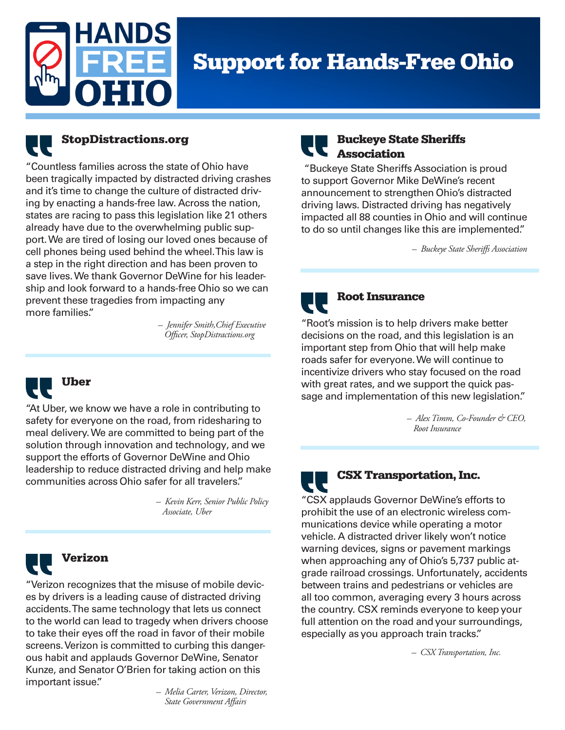# Support for Hands-Free Ohio

## StopDistractions.org

"Countless families across the state of Ohio have been tragically impacted by distracted driving crashes and it's time to change the culture of distracted driving by enacting a hands-free law. Across the nation, states are racing to pass this legislation like 21 others already have due to the overwhelming public support. We are tired of losing our loved ones because of cell phones being used behind the wheel. This law is a step in the right direction and has been proven to save lives. We thank Governor DeWine for his leadership and look forward to a hands-free Ohio so we can prevent these tragedies from impacting any more families."

*– Jennifer Smith, Chief Executive Officer, StopDistractions.org*

## Uber

"At Uber, we know we have a role in contributing to safety for everyone on the road, from ridesharing to meal delivery. We are committed to being part of the solution through innovation and technology, and we support the efforts of Governor DeWine and Ohio leadership to reduce distracted driving and help make communities across Ohio safer for all travelers."

*– Kevin Kerr, Senior Public Policy Associate, Uber*

## Verizon

"Verizon recognizes that the misuse of mobile devices by drivers is a leading cause of distracted driving accidents. The same technology that lets us connect to the world can lead to tragedy when drivers choose to take their eyes off the road in favor of their mobile screens. Verizon is committed to curbing this dangerous habit and applauds Governor DeWine, Senator Kunze, and Senator O'Brien for taking action on this important issue."

*– Melia Carter, Verizon, Director, State Government Affairs*

## Buckeye State Sheriffs Association

"Buckeye State Sheriffs Association is proud to support Governor Mike DeWine's recent announcement to strengthen Ohio's distracted driving laws. Distracted driving has negatively impacted all 88 counties in Ohio and will continue to do so until changes like this are implemented."

*– Buckeye State Sheriffs Association*

## Root Insurance

"Root's mission is to help drivers make better decisions on the road, and this legislation is an important step from Ohio that will help make roads safer for everyone. We will continue to incentivize drivers who stay focused on the road with great rates, and we support the quick passage and implementation of this new legislation."

*– Alex Timm, Co-Founder & CEO, Root Insurance*

## CSX Transportation, Inc.

"CSX applauds Governor DeWine's efforts to prohibit the use of an electronic wireless communications device while operating a motor vehicle. A distracted driver likely won't notice warning devices, signs or pavement markings when approaching any of Ohio's 5,737 public at-grade railroad crossings. Unfortunately, accidents between trains and pedestrians or vehicles are all too common, averaging every 3 hours across the country. CSX reminds everyone to keep your full attention on the road and your surroundings, especially as you approach train tracks."

*– CSX Transportation, Inc.*